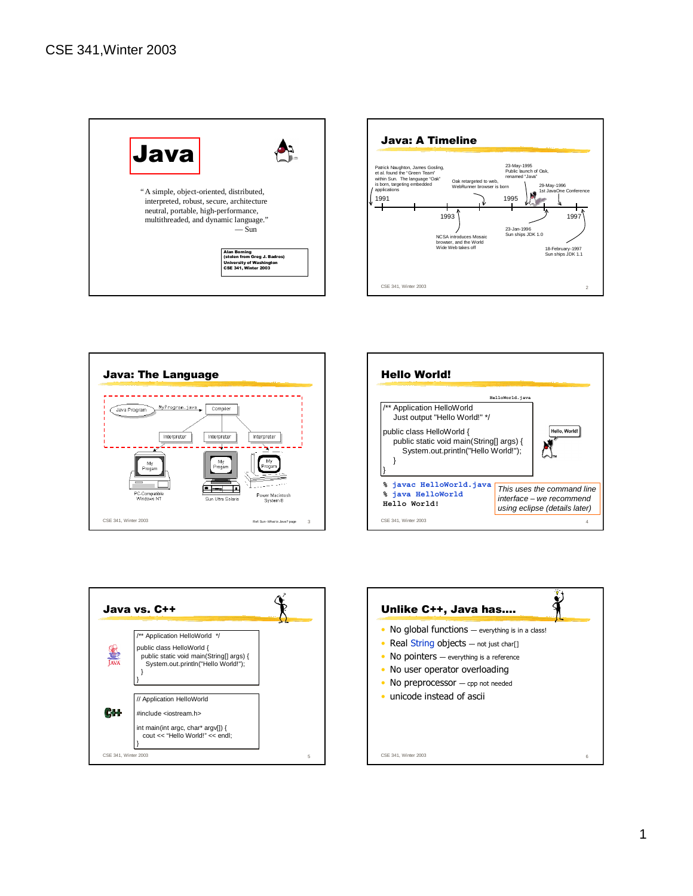# CSE 341,Winter 2003

## Java

"A simple, object-oriented, distributed, interpreted, robust, secure, architecture neutral, portable, high-performance, multithreaded, and dynamic language."
— Sun

**Alan Borning**
**(stolen from Greg J. Badros)**
**University of Washington**
**CSE 341, Winter 2003**

## Java: A Timeline

- 1991: Patrick Naughton, James Gosling, et al. found the "Green Team" within Sun. The language "Oak" is born, targeting embedded applications
- 1993: NCSA introduces Mosaic browser, and the World Wide Web takes off
- Oak retargeted to web, WebRunner browser is born
- 23-May-1995: Public launch of Oak, renamed "Java"
- 23-Jan-1996: Sun ships JDK 1.0
- 29-May-1996: 1st JavaOne Conference
- 18-February-1997: Sun ships JDK 1.1

## Java: The Language

Java Program → MyProgram.java → Compiler → Interpreter / Interpreter / Interpreter

- My Program — PC-Compatible Windows NT
- My Program — Sun Ultra Solaris
- My Program — Power Macintosh System 8

Ref: Sun- *What is Java?* page

## Hello World!

HelloWorld.java

```
/** Application HelloWorld
   Just output "Hello World!" */

public class HelloWorld {
    public static void main(String[] args) {
        System.out.println("Hello World!");
    }
}
```

```
% javac HelloWorld.java
% java HelloWorld
Hello World!
```

*This uses the command line interface – we recommend using eclipse (details later)*

## Java vs. C++

Java:

```
/** Application HelloWorld */

public class HelloWorld {
  public static void main(String[] args) {
    System.out.println("Hello World!");
  }
}
```

C++:

```
// Application HelloWorld

#include <iostream.h>

int main(int argc, char* argv[]) {
   cout << "Hello World!" << endl;
}
```

## Unlike C++, Java has....

- No global functions — everything is in a class!
- Real String objects — not just char[]
- No pointers — everything is a reference
- No user operator overloading
- No preprocessor — cpp not needed
- unicode instead of ascii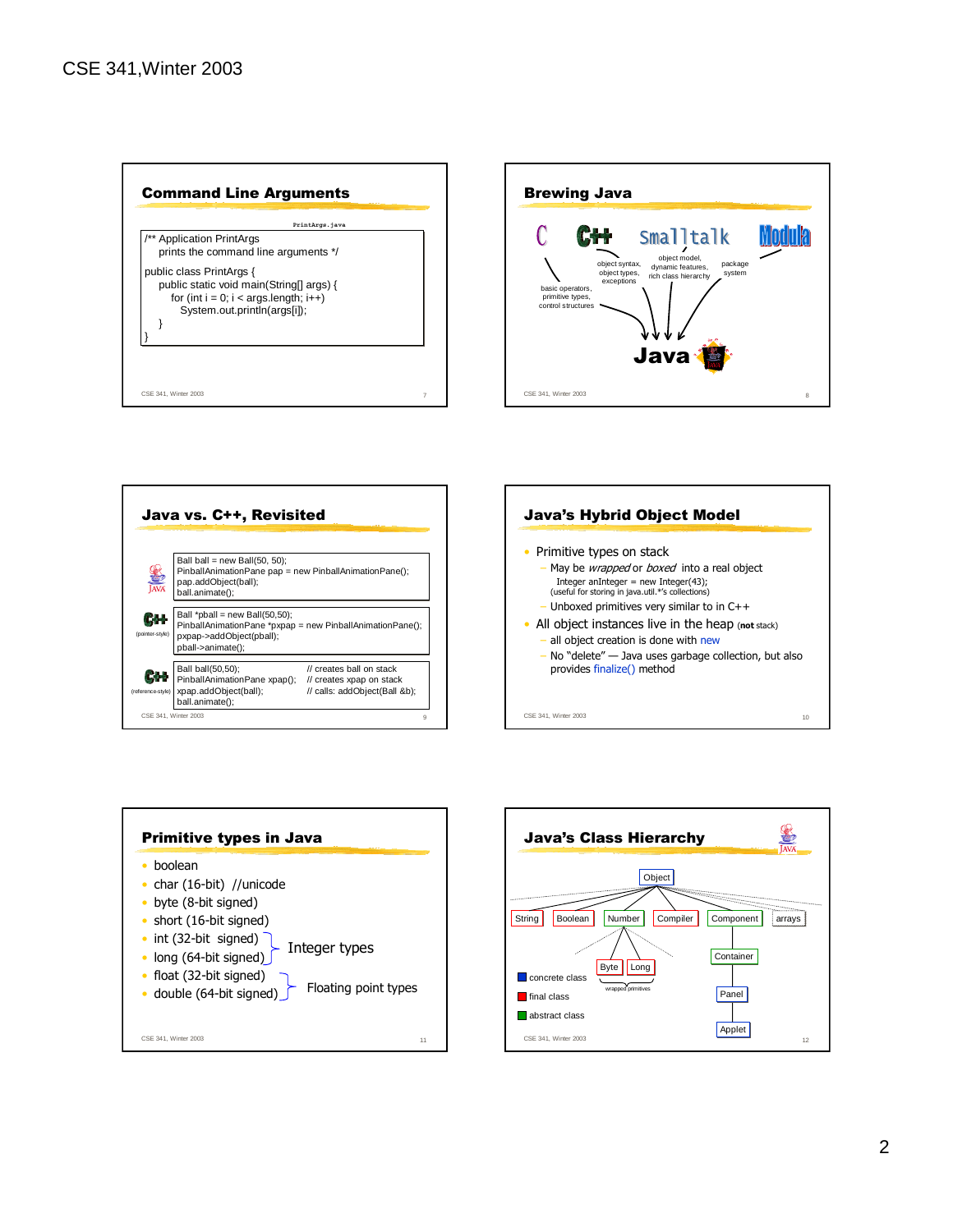## Command Line Arguments

PrintArgs.java

```
/** Application PrintArgs
    prints the command line arguments */

public class PrintArgs {
    public static void main(String[] args) {
       for (int i = 0; i < args.length; i++)
          System.out.println(args[i]);
    }
}
```

## Brewing Java

C, C++, Smalltalk, Modula → Java

- C: basic operators, primitive types, control structures
- C++: object syntax, object types, exceptions
- Smalltalk: object model, dynamic features, rich class hierarchy
- Modula: package system

## Java vs. C++, Revisited

Java:

```
Ball ball = new Ball(50, 50);
PinballAnimationPane pap = new PinballAnimationPane();
pap.addObject(ball);
ball.animate();
```

C++ (pointer-style):

```
Ball *pball = new Ball(50,50);
PinballAnimationPane *pxpap = new PinballAnimationPane();
pxpap->addObject(pball);
pball->animate();
```

C++ (reference-style):

```
Ball ball(50,50);                      // creates ball on stack
PinballAnimationPane xpap();           // creates xpap on stack
xpap.addObject(ball);                  // calls: addObject(Ball &b);
ball.animate();
```

## Java's Hybrid Object Model

- Primitive types on stack
  - May be *wrapped* or *boxed* into a real object
    Integer anInteger = new Integer(43);
    (useful for storing in java.util.*'s collections)
  - Unboxed primitives very similar to in C++
- All object instances live in the heap (**not** stack)
  - all object creation is done with new
  - No "delete" — Java uses garbage collection, but also provides finalize() method

## Primitive types in Java

- boolean
- char (16-bit) //unicode
- byte (8-bit signed)
- short (16-bit signed)
- int (32-bit signed)
- long (64-bit signed)
- float (32-bit signed)
- double (64-bit signed)

Integer types: int, long
Floating point types: float, double

## Java's Class Hierarchy

- Object
  - String
  - Boolean
  - Number
    - Byte
    - Long
    - (wrapped primitives)
  - Compiler
  - Component
    - Container
      - Panel
        - Applet
  - arrays

Legend: concrete class, final class, abstract class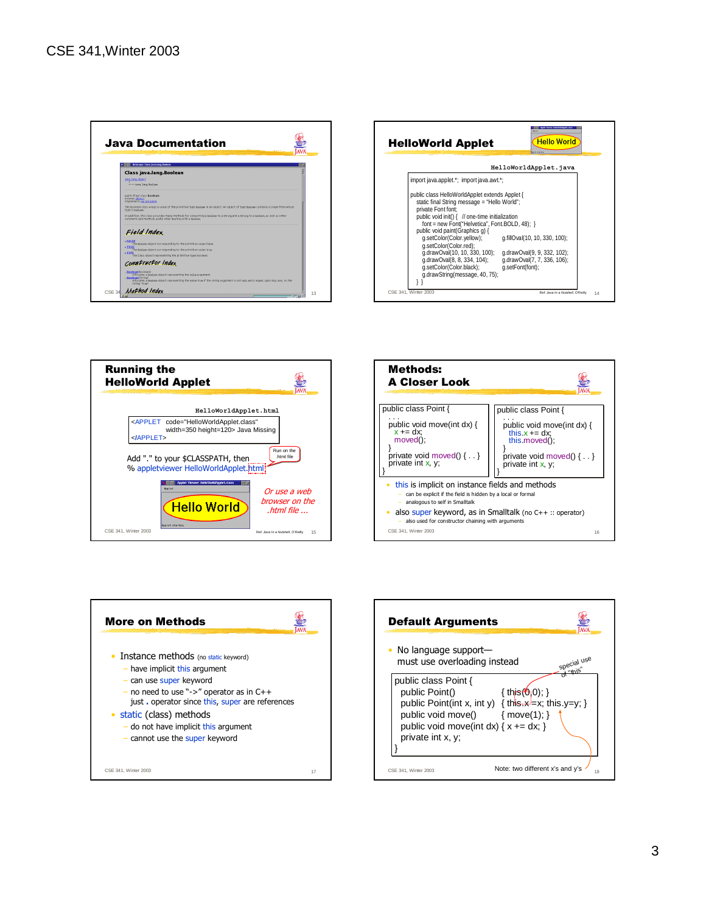## Java Documentation

Class java.lang.Boolean

*Field Index*

*Constructor Index*

*Method Index*

## HelloWorld Applet

Hello World

HelloWorldApplet.java

```
import java.applet.*;  import java.awt.*;

public class HelloWorldApplet extends Applet {
   static final String message = "Hello World";
   private Font font;
   public void init() {   // one-time initialization
      font = new Font("Helvetica", Font.BOLD, 48);  }
   public void paint(Graphics g) {
      g.setColor(Color.yellow);           g.fillOval(10, 10, 330, 100);
      g.setColor(Color.red);
      g.drawOval(10, 10, 330, 100);       g.drawOval(9, 9, 332, 102);
      g.drawOval(8, 8, 334, 104);         g.drawOval(7, 7, 336, 106);
      g.setColor(Color.black);            g.setFont(font);
      g.drawString(message, 40, 75);
   } }
```

Ref: Java in a Nutshell, O'Reilly

## Running the HelloWorld Applet

HelloWorldApplet.html

```
<APPLET  code="HelloWorldApplet.class"
         width=350 height=120> Java Missing
</APPLET>
```

Add "." to your $CLASSPATH, then

% appletviewer HelloWorldApplet.html

Run on the .html file

Hello World

*Or use a web browser on the .html file ...*

Ref: Java in a Nutshell, O'Reilly

## Methods: A Closer Look

```
public class Point {
  . . .
  public void move(int dx) {
     x += dx;
     moved();
  }
  private void moved() { . . }
  private int x, y;
}
```

```
public class Point {
  . . .
  public void move(int dx) {
     this.x += dx;
     this.moved();
  }
  private void moved() { . . }
  private int x, y;
}
```

- this is implicit on instance fields and methods
  - can be explicit if the field is hidden by a local or formal
  - analogous to self in Smalltalk
- also super keyword, as in Smalltalk (no C++ :: operator)
  - also used for constructor chaining with arguments

## More on Methods

- Instance methods (no static keyword)
  - have implicit this argument
  - can use super keyword
  - no need to use "->" operator as in C++ just . operator since this, super are references
- static (class) methods
  - do not have implicit this argument
  - cannot use the super keyword

## Default Arguments

- No language support— must use overloading instead

special use of "this"

```
public class Point {
   public Point()                    { this(0,0); }
   public Point(int x, int y)   { this.x=x; this.y=y; }
   public void move()             { move(1); }
   public void move(int dx) { x += dx; }
   private int x, y;
}
```

Note: two different x's and y's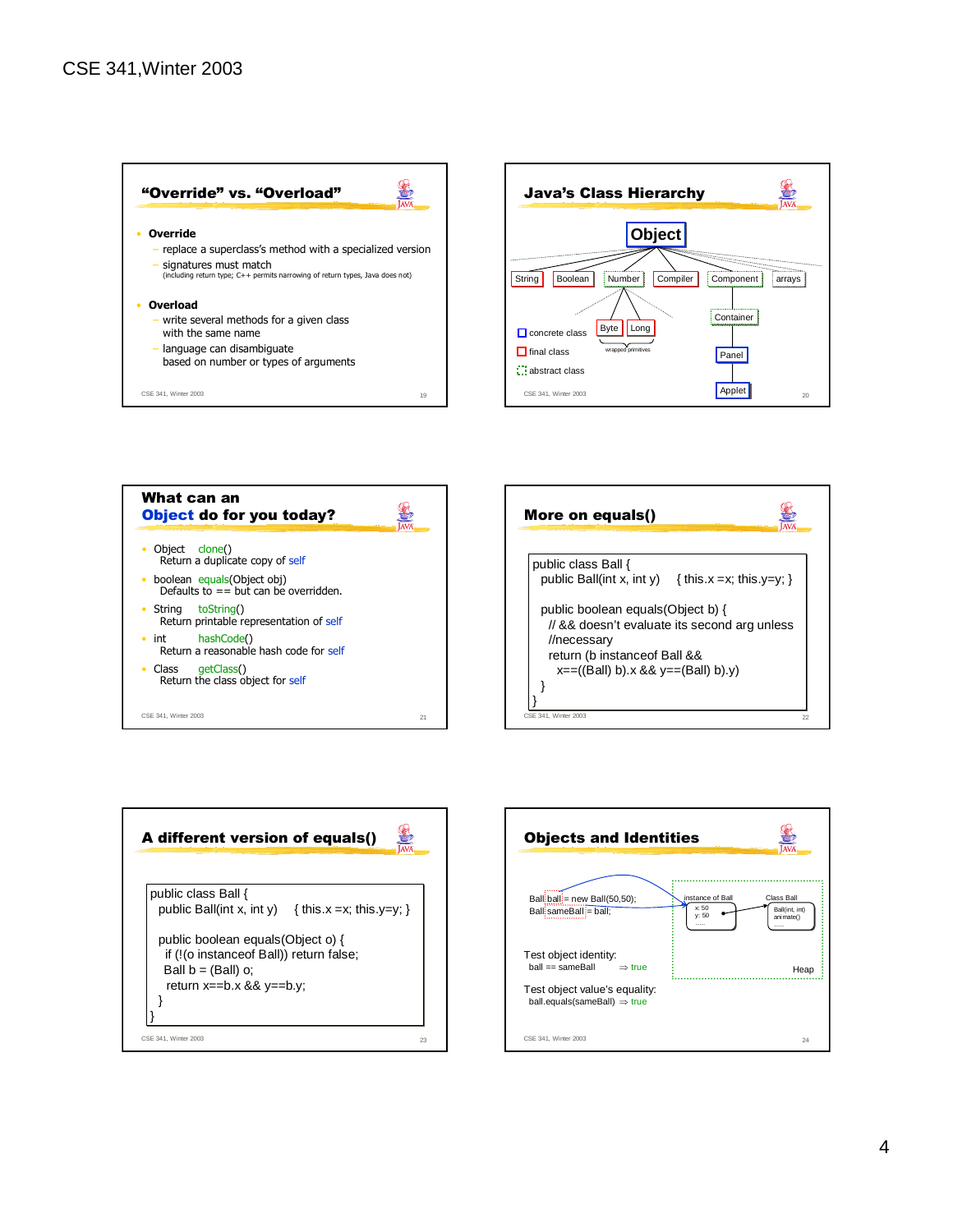## "Override" vs. "Overload"

- **Override**
  - replace a superclass's method with a specialized version
  - signatures must match
    (including return type; C++ permits narrowing of return types, Java does not)
- **Overload**
  - write several methods for a given class with the same name
  - language can disambiguate based on number or types of arguments

## Java's Class Hierarchy

Object

String, Boolean, Number, Compiler, Component, arrays

Number: Byte, Long (wrapped primitives)

Component: Container → Panel → Applet

- concrete class
- final class
- abstract class

## What can an Object do for you today?

- Object clone()
  Return a duplicate copy of self
- boolean equals(Object obj)
  Defaults to == but can be overridden.
- String toString()
  Return printable representation of self
- int hashCode()
  Return a reasonable hash code for self
- Class getClass()
  Return the class object for self

## More on equals()

```
public class Ball {
  public Ball(int x, int y)    { this.x =x; this.y=y; }

  public boolean equals(Object b) {
    // && doesn't evaluate its second arg unless
    //necessary
    return (b instanceof Ball &&
      x==((Ball) b).x && y==(Ball) b).y)
  }
}
```

## A different version of equals()

```
public class Ball {
  public Ball(int x, int y)    { this.x =x; this.y=y; }

  public boolean equals(Object o) {
    if (!(o instanceof Ball)) return false;
    Ball b = (Ball) o;
    return x==b.x && y==b.y;
  }
}
```

## Objects and Identities

```
Ball ball = new Ball(50,50);
Ball sameBall = ball;
```

instance of Ball: x: 50, y: 50, .....

Class Ball: Ball(int, int), animate(), .....

Heap

Test object identity:
ball == sameBall ⇒ true

Test object value's equality:
ball.equals(sameBall) ⇒ true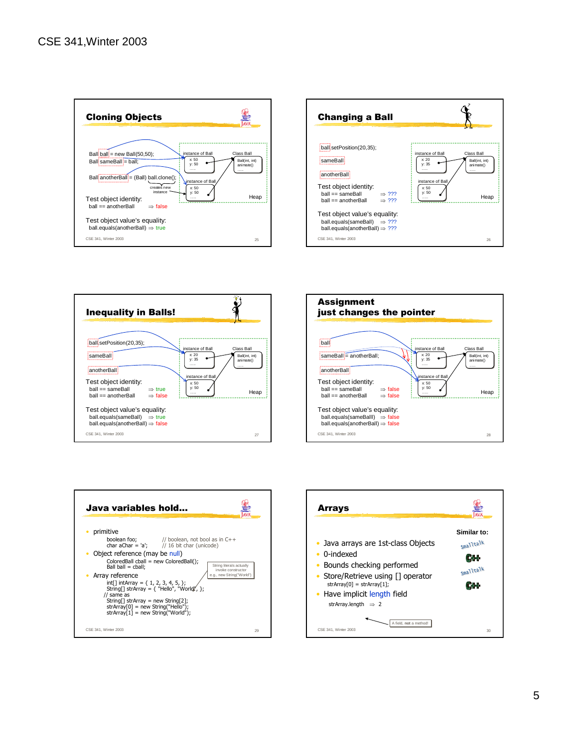## Cloning Objects

```
Ball ball = new Ball(50,50);
Ball sameBall = ball;

Ball anotherBall = (Ball) ball.clone();
```

creates new instance

instance of Ball: x: 50, y: 50 ...
instance of Ball: x: 50, y: 50 ...
Class Ball: Ball(int, int), animate() ...
Heap

Test object identity:
ball == anotherBall ⇒ false

Test object value's equality:
ball.equals(anotherBall) ⇒ true

## Changing a Ball

```
ball.setPosition(20,35);
sameBall
anotherBall
```

instance of Ball: x: 20, y: 35 ...
instance of Ball: x: 50, y: 50 ...
Class Ball: Ball(int, int), animate() ...
Heap

Test object identity:
ball == sameBall ⇒ ???
ball == anotherBall ⇒ ???

Test object value's equality:
ball.equals(sameBall) ⇒ ???
ball.equals(anotherBall) ⇒ ???

## Inequality in Balls!

```
ball.setPosition(20,35);
sameBall
anotherBall
```

instance of Ball: x: 20, y: 35 ...
instance of Ball: x: 50, y: 50 ...
Class Ball: Ball(int, int), animate() ...
Heap

Test object identity:
ball == sameBall ⇒ true
ball == anotherBall ⇒ false

Test object value's equality:
ball.equals(sameBall) ⇒ true
ball.equals(anotherBall) ⇒ false

## Assignment just changes the pointer

```
ball
sameBall = anotherBall;
anotherBall
```

instance of Ball: x: 20, y: 35 ...
instance of Ball: x: 50, y: 50 ...
Class Ball: Ball(int, int), animate() ...
Heap

Test object identity:
ball == sameBall ⇒ false
ball == anotherBall ⇒ false

Test object value's equality:
ball.equals(sameBall) ⇒ false
ball.equals(anotherBall) ⇒ false

## Java variables hold...

- primitive

```
boolean foo;        // boolean, not bool as in C++
char aChar = 'a';   // 16 bit char (unicode)
```

- Object reference (may be null)

```
ColoredBall cball = new ColoredBall();
Ball ball = cball;
```

- Array reference

```
int[] intArray = { 1, 2, 3, 4, 5, };
String[] strArray = { "Hello", "World", };
// same as
String[] strArray = new String[2];
strArray[0] = new String("Hello");
strArray[1] = new String("World");
```

String literals actually invoke constructor e.g., new String("World")

## Arrays

- Java arrays are 1st-class Objects
- 0-indexed
- Bounds checking performed
- Store/Retrieve using [] operator
  `strArray[0] = strArray[1];`
- Have implicit length field
  `strArray.length ⇒ 2`

A field, **not** a method!

Similar to: Smalltalk, C++, Smalltalk, C++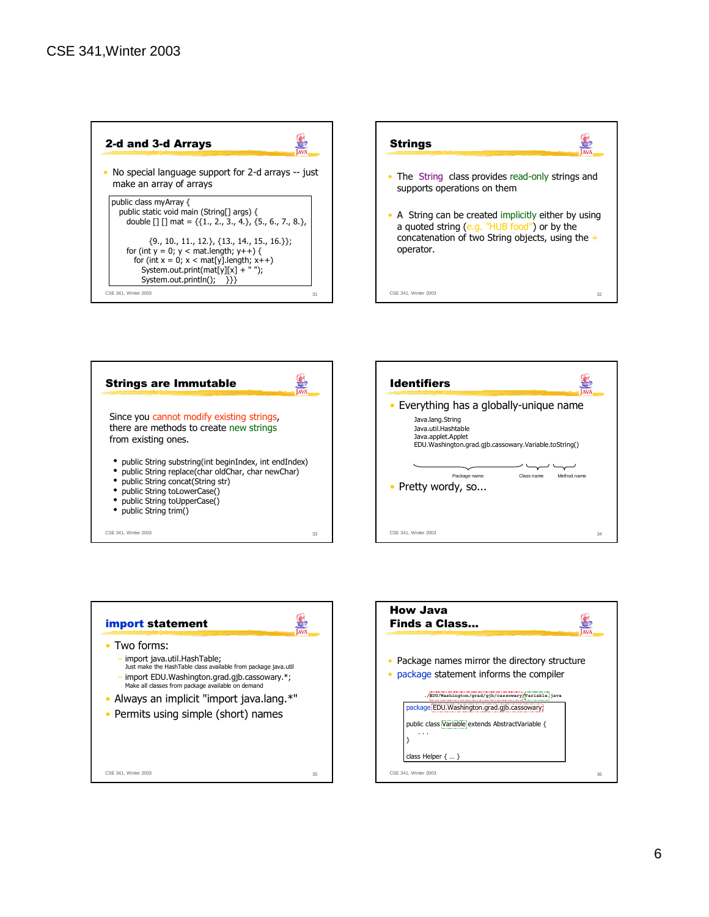CSE 341,Winter 2003

## 2-d and 3-d Arrays

- No special language support for 2-d arrays -- just make an array of arrays

```
public class myArray {
  public static void main (String[] args) {
    double [] [] mat = {{1., 2., 3., 4.}, {5., 6., 7., 8.},
                        {9., 10., 11., 12.}, {13., 14., 15., 16.}};
    for (int y = 0; y < mat.length; y++) {
      for (int x = 0; x < mat[y].length; x++)
        System.out.print(mat[y][x] + " ");
        System.out.println();    }}}
```

## Strings

- The String class provides read-only strings and supports operations on them
- A String can be created implicitly either by using a quoted string (e.g. "HUB food") or by the concatenation of two String objects, using the + operator.

## Strings are Immutable

Since you cannot modify existing strings, there are methods to create new strings from existing ones.

- public String substring(int beginIndex, int endIndex)
- public String replace(char oldChar, char newChar)
- public String concat(String str)
- public String toLowerCase()
- public String toUpperCase()
- public String trim()

## Identifiers

- Everything has a globally-unique name

```
Java.lang.String
Java.util.Hashtable
Java.applet.Applet
EDU.Washington.grad.gjb.cassowary.Variable.toString()
```

Package name — Class name — Method name

- Pretty wordy, so...

## import statement

- Two forms:
  - import java.util.HashTable;
    Just make the HashTable class available from package java.util
  - import EDU.Washington.grad.gjb.cassowary.*;
    Make all classes from package available on demand
- Always an implicit "import java.lang.*"
- Permits using simple (short) names

## How Java Finds a Class...

- Package names mirror the directory structure
- package statement informs the compiler

./EDU/Washington/grad/gjb/cassowary/Variable.java

```
package EDU.Washington.grad.gjb.cassowary;

public class Variable extends AbstractVariable {
  . . .
}

class Helper { … }
```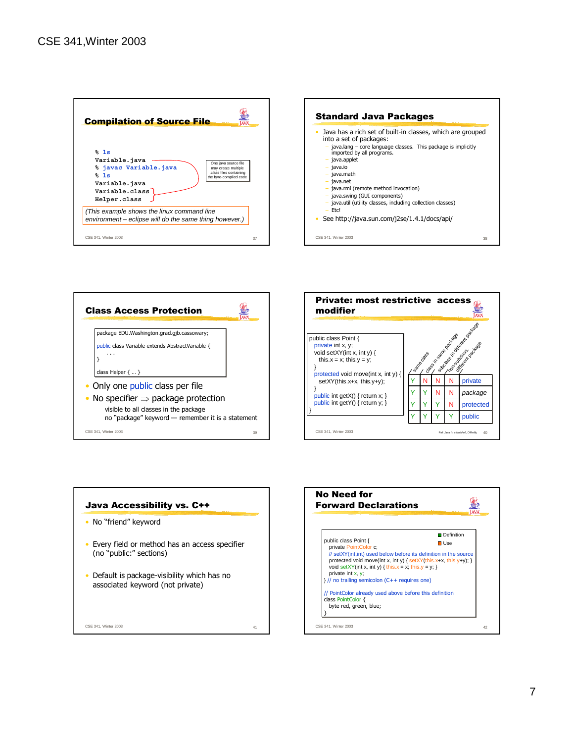## Compilation of Source File

```
% ls
Variable.java
% javac Variable.java
% ls
Variable.java
Variable.class
Helper.class
```

One java source file may create multiple .class files containing the byte-compiled code

*(This example shows the linux command line environment – eclipse will do the same thing however.)*

## Standard Java Packages

- Java has a rich set of built-in classes, which are grouped into a set of packages:
  - java.lang – core language classes. This package is implicitly imported by all programs.
  - java.applet
  - java.io
  - java.math
  - java.net
  - java.rmi (remote method invocation)
  - java.swing (GUI components)
  - java.util (utility classes, including collection classes)
  - Etc!
- See http://java.sun.com/j2se/1.4.1/docs/api/

## Class Access Protection

```
package EDU.Washington.grad.gjb.cassowary;

public class Variable extends AbstractVariable {
  . . .
}

class Helper { ... }
```

- Only one public class per file
- No specifier ⇒ package protection

  visible to all classes in the package

  no "package" keyword — remember it is a statement

## Private: most restrictive access modifier

```
public class Point {
  private int x, y;
  void setXY(int x, int y) {
    this.x = x; this.y = y;
  }
  protected void move(int x, int y) {
    setXY(this.x+x, this.y+y);
  }
  public int getX() { return x; }
  public int getY() { return y; }
}
```

| same class | class in same package | subclass in different package | non-subclass, different package | |
|---|---|---|---|---|
| Y | N | N | N | private |
| Y | Y | N | N | *package* |
| Y | Y | Y | N | protected |
| Y | Y | Y | Y | public |

Ref: Java in a Nutshell, O'Reilly

## Java Accessibility vs. C++

- No "friend" keyword
- Every field or method has an access specifier (no "public:" sections)
- Default is package-visibility which has no associated keyword (not private)

## No Need for Forward Declarations

Definition / Use

```
public class Point {
  private PointColor c;
  // setXY(int,int) used below before its definition in the source
  protected void move(int x, int y) { setXY(this.x+x, this.y+y); }
  void setXY(int x, int y) { this.x = x; this.y = y; }
  private int x, y;
} // no trailing semicolon (C++ requires one)

// PointColor already used above before this definition
class PointColor {
  byte red, green, blue;
}
```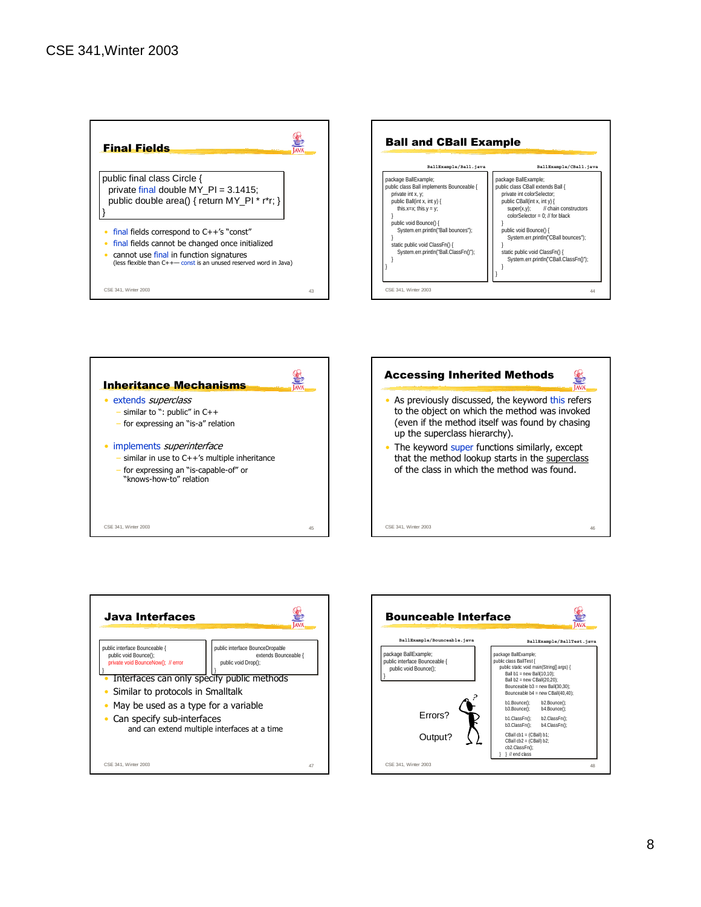CSE 341,Winter 2003

## Final Fields

```
public final class Circle {
  private final double MY_PI = 3.1415;
  public double area() { return MY_PI * r*r; }
}
```

- final fields correspond to C++'s "const"
- final fields cannot be changed once initialized
- cannot use final in function signatures
  (less flexible than C++— const is an unused reserved word in Java)

## Ball and CBall Example

BallExample/Ball.java

```
package BallExample;
public class Ball implements Bounceable {
  private int x, y;
  public Ball(int x, int y) {
    this.x=x; this.y = y;
  }
  public void Bounce() {
    System.err.println("Ball bounces");
  }
  static public void ClassFn() {
    System.err.println("Ball.ClassFn()");
  }
}
```

BallExample/CBall.java

```
package BallExample;
public class CBall extends Ball {
  private int colorSelector;
  public CBall(int x, int y) {
    super(x,y);        // chain constructors
    colorSelector = 0; // for black
  }
  public void Bounce() {
    System.err.println("CBall bounces");
  }
  static public void ClassFn() {
    System.err.println("CBall.ClassFn()");
  }
}
```

## Inheritance Mechanisms

- extends *superclass*
  - similar to ": public" in C++
  - for expressing an "is-a" relation
- implements *superinterface*
  - similar in use to C++'s multiple inheritance
  - for expressing an "is-capable-of" or "knows-how-to" relation

## Accessing Inherited Methods

- As previously discussed, the keyword this refers to the object on which the method was invoked (even if the method itself was found by chasing up the superclass hierarchy).
- The keyword super functions similarly, except that the method lookup starts in the superclass of the class in which the method was found.

## Java Interfaces

```
public interface Bounceable {
  public void Bounce();
  private void BounceNow(); // error
}
```

```
public interface BounceDropable
          extends Bounceable {
  public void Drop();
}
```

- Interfaces can only specify public methods
- Similar to protocols in Smalltalk
- May be used as a type for a variable
- Can specify sub-interfaces
  and can extend multiple interfaces at a time

## Bounceable Interface

BallExample/Bounceable.java

```
package BallExample;
public interface Bounceable {
  public void Bounce();
}
```

Errors?

Output?

BallExample/BallTest.java

```
package BallExample;
public class BallTest {
  public static void main(String[] args) {
    Ball b1 = new Ball(10,10);
    Ball b2 = new CBall(20,20);
    Bounceable b3 = new Ball(30,30);
    Bounceable b4 = new CBall(40,40);

    b1.Bounce();    b2.Bounce();
    b3.Bounce();    b4.Bounce();

    b1.ClassFn();   b2.ClassFn();
    b3.ClassFn();   b4.ClassFn();

    CBall cb1 = (CBall) b1;
    CBall cb2 = (CBall) b2;
    cb2.ClassFn();
  } } // end class
```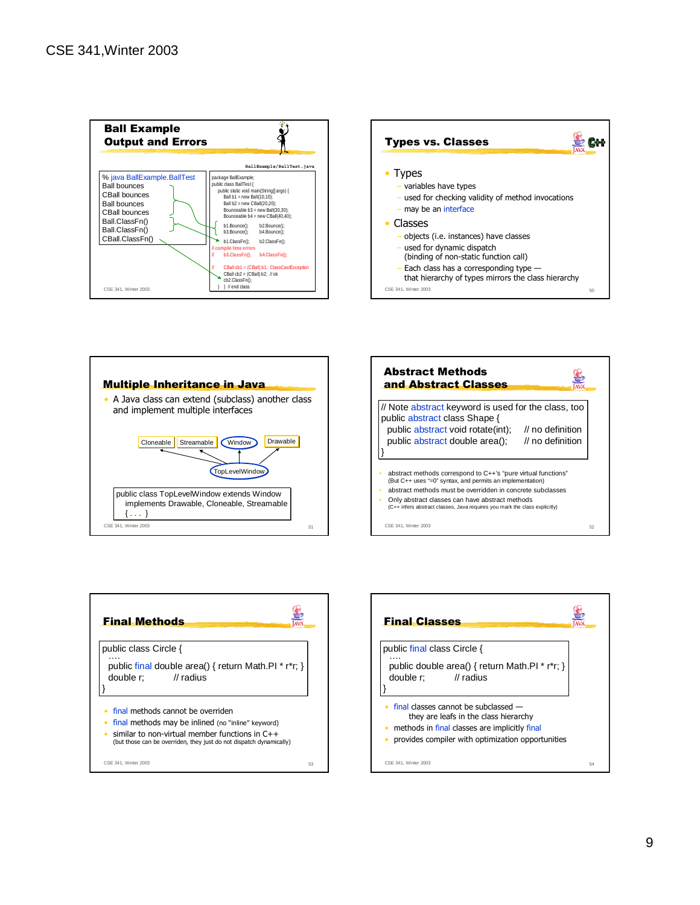## Ball Example Output and Errors

BallExample/BallTest.java

```
% java BallExample.BallTest
Ball bounces
CBall bounces
Ball bounces
CBall bounces
Ball.ClassFn()
Ball.ClassFn()
CBall.ClassFn()
```

```
package BallExample;
public class BallTest {
    public static void main(String[] args) {
        Ball b1 = new Ball(10,10);
        Ball b2 = new CBall(20,20);
        Bounceable b3 = new Ball(30,30);
        Bounceable b4 = new CBall(40,40);
        b1.Bounce();      b2.Bounce();
        b3.Bounce();      b4.Bounce();
        b1.ClassFn();     b2.ClassFn();
// compile time errors
//      b3.ClassFn();     b4.ClassFn();

//      CBall cb1 = (CBall) b1;  ClassCastException
        CBall cb2 = (CBall) b2;  // ok
        cb2.ClassFn();
    }  } // end class
```

## Types vs. Classes

- Types
  - variables have types
  - used for checking validity of method invocations
  - may be an interface
- Classes
  - objects (i.e. instances) have classes
  - used for dynamic dispatch (binding of non-static function call)
  - Each class has a corresponding type — that hierarchy of types mirrors the class hierarchy

## Multiple Inheritance in Java

- A Java class can extend (subclass) another class and implement multiple interfaces

Cloneable, Streamable, Window, Drawable → TopLevelWindow

```
public class TopLevelWindow extends Window
    implements Drawable, Cloneable, Streamable
    { . . . }
```

## Abstract Methods and Abstract Classes

```
// Note abstract keyword is used for the class, too
public abstract class Shape {
    public abstract void rotate(int);    // no definition
    public abstract double area();       // no definition
}
```

- abstract methods correspond to C++'s "pure virtual functions" (But C++ uses "=0" syntax, and permits an implementation)
- abstract methods must be overridden in concrete subclasses
- Only abstract classes can have abstract methods (C++ infers abstract classes, Java requires you mark the class explicitly)

## Final Methods

```
public class Circle {
    ....
    public final double area() { return Math.PI * r*r; }
    double r;        // radius
}
```

- final methods cannot be overriden
- final methods may be inlined (no "inline" keyword)
- similar to non-virtual member functions in C++ (but those can be overriden, they just do not dispatch dynamically)

## Final Classes

```
public final class Circle {
    ....
    public double area() { return Math.PI * r*r; }
    double r;        // radius
}
```

- final classes cannot be subclassed — they are leafs in the class hierarchy
- methods in final classes are implicitly final
- provides compiler with optimization opportunities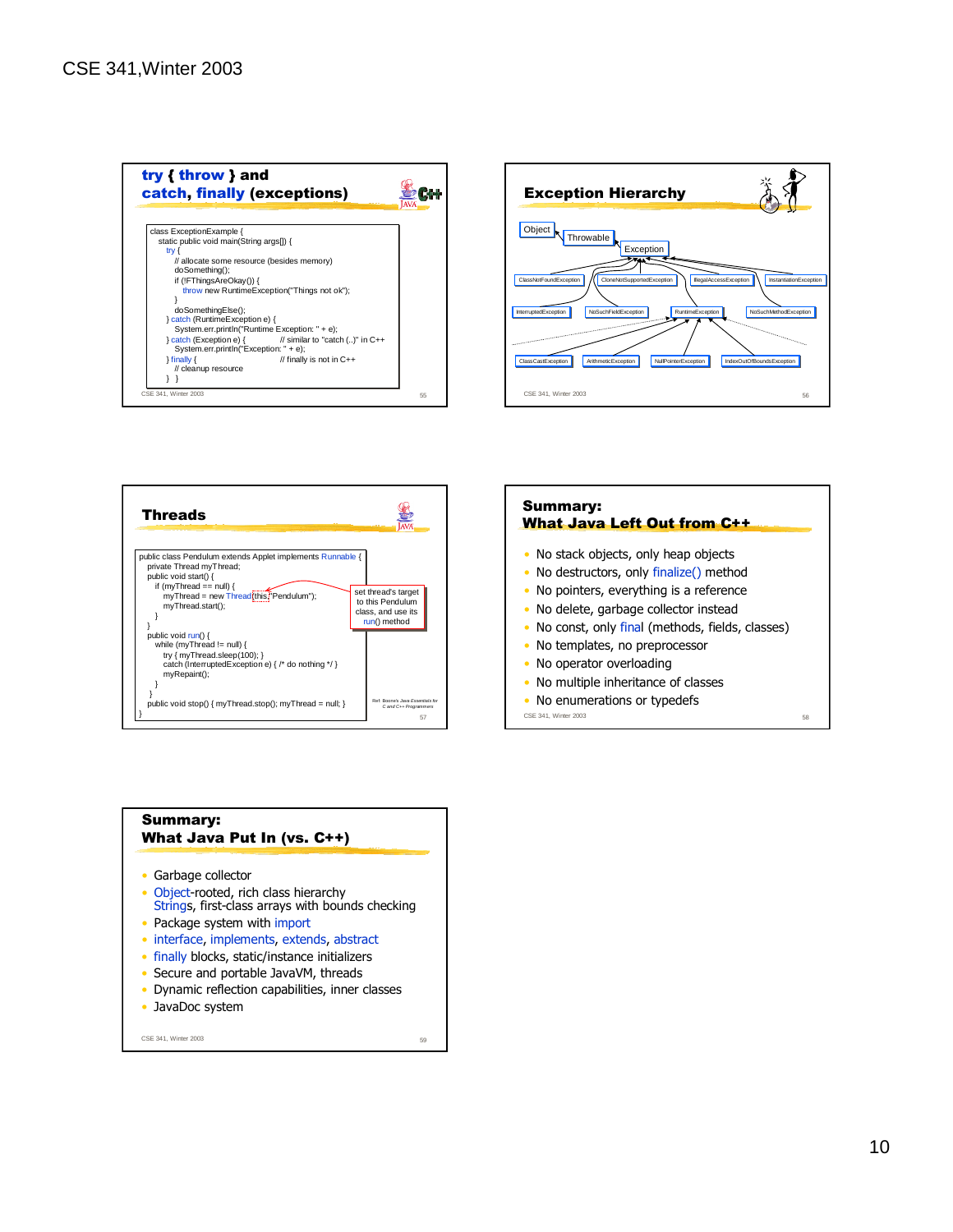CSE 341,Winter 2003

## try { throw } and catch, finally (exceptions)

```
class ExceptionExample {
  static public void main(String args[]) {
    try {
      // allocate some resource (besides memory)
      doSomething();
      if (!FThingsAreOkay()) {
        throw new RuntimeException("Things not ok");
      }
      doSomethingElse();
    } catch (RuntimeException e) {
      System.err.println("Runtime Exception: " + e);
    } catch (Exception e) {          // similar to "catch (..)" in C++
      System.err.println("Exception: " + e);
    } finally {                      // finally is not in C++
      // cleanup resource
    }  }
```

## Exception Hierarchy

Object

Throwable

Exception

ClassNotFoundException
CloneNotSupportedException
IllegalAccessException
InstantiationException
InterruptedException
NoSuchFieldException
RuntimeException
NoSuchMethodException
ClassCastException
ArithmeticException
NullPointerException
IndexOutOfBoundsException

## Threads

```
public class Pendulum extends Applet implements Runnable {
  private Thread myThread;
  public void start() {
    if (myThread == null) {
      myThread = new Thread(this,"Pendulum");
      myThread.start();
    }
  }
  public void run() {
    while (myThread != null) {
      try { myThread.sleep(100); }
      catch (InterruptedException e) { /* do nothing */ }
      myRepaint();
    }
  }
  public void stop() { myThread.stop(); myThread = null; }
}
```

set thread's target to this Pendulum class, and use its run() method

Ref: Boone's *Java Essentials for C and C++ Programmers*

## Summary: What Java Left Out from C++

- No stack objects, only heap objects
- No destructors, only finalize() method
- No pointers, everything is a reference
- No delete, garbage collector instead
- No const, only final (methods, fields, classes)
- No templates, no preprocessor
- No operator overloading
- No multiple inheritance of classes
- No enumerations or typedefs

## Summary: What Java Put In (vs. C++)

- Garbage collector
- Object-rooted, rich class hierarchy
  Strings, first-class arrays with bounds checking
- Package system with import
- interface, implements, extends, abstract
- finally blocks, static/instance initializers
- Secure and portable JavaVM, threads
- Dynamic reflection capabilities, inner classes
- JavaDoc system